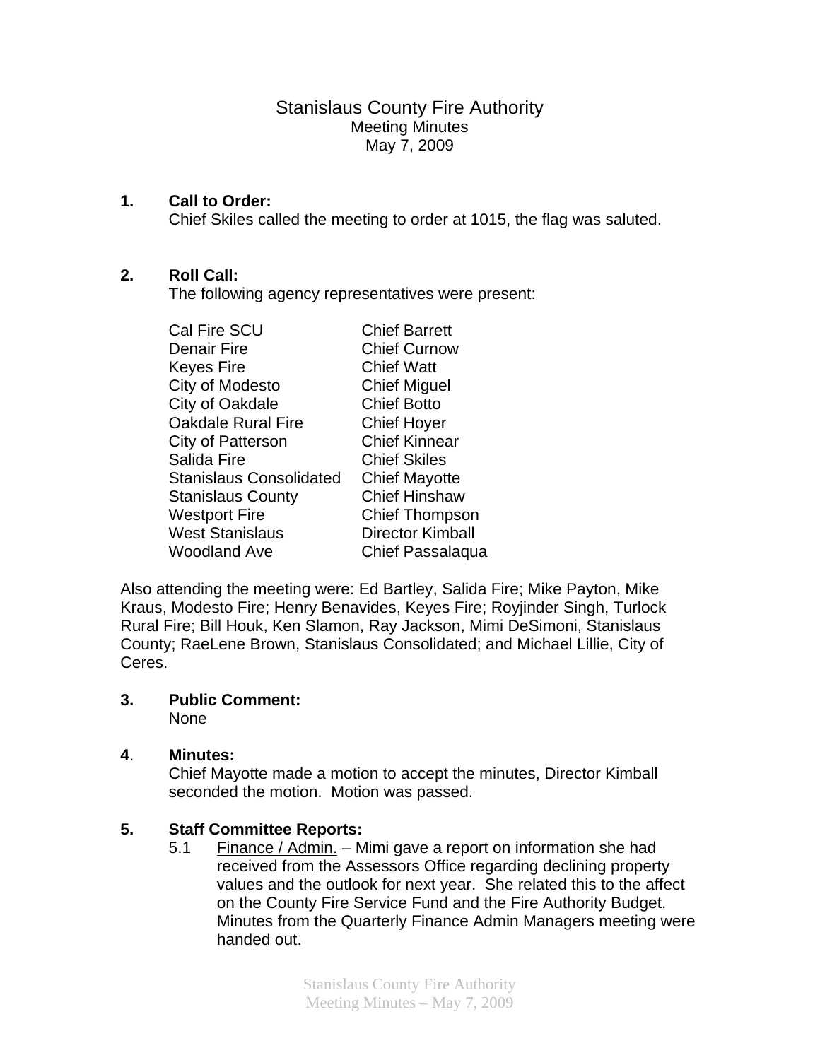# Stanislaus County Fire Authority

Meeting Minutes
May 7, 2009

**1. Call to Order:**
Chief Skiles called the meeting to order at 1015, the flag was saluted.

**2. Roll Call:**
The following agency representatives were present:

| | |
|---|---|
| Cal Fire SCU | Chief Barrett |
| Denair Fire | Chief Curnow |
| Keyes Fire | Chief Watt |
| City of Modesto | Chief Miguel |
| City of Oakdale | Chief Botto |
| Oakdale Rural Fire | Chief Hoyer |
| City of Patterson | Chief Kinnear |
| Salida Fire | Chief Skiles |
| Stanislaus Consolidated | Chief Mayotte |
| Stanislaus County | Chief Hinshaw |
| Westport Fire | Chief Thompson |
| West Stanislaus | Director Kimball |
| Woodland Ave | Chief Passalaqua |

Also attending the meeting were: Ed Bartley, Salida Fire; Mike Payton, Mike Kraus, Modesto Fire; Henry Benavides, Keyes Fire; Royjinder Singh, Turlock Rural Fire; Bill Houk, Ken Slamon, Ray Jackson, Mimi DeSimoni, Stanislaus County; RaeLene Brown, Stanislaus Consolidated; and Michael Lillie, City of Ceres.

**3. Public Comment:**
None

**4. Minutes:**
Chief Mayotte made a motion to accept the minutes, Director Kimball seconded the motion. Motion was passed.

**5. Staff Committee Reports:**

5.1 Finance / Admin. – Mimi gave a report on information she had received from the Assessors Office regarding declining property values and the outlook for next year. She related this to the affect on the County Fire Service Fund and the Fire Authority Budget. Minutes from the Quarterly Finance Admin Managers meeting were handed out.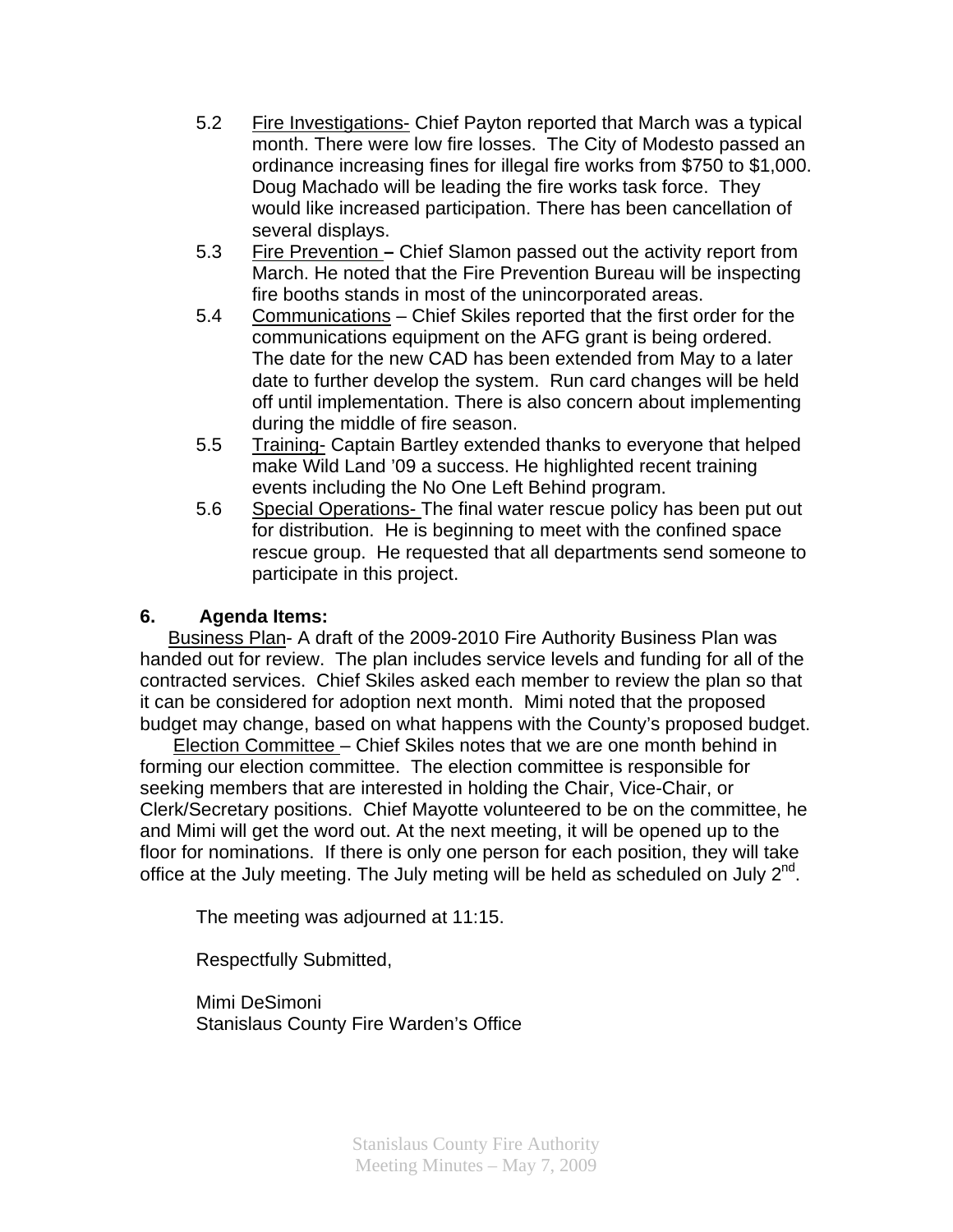5.2 Fire Investigations- Chief Payton reported that March was a typical month. There were low fire losses. The City of Modesto passed an ordinance increasing fines for illegal fire works from $750 to $1,000. Doug Machado will be leading the fire works task force. They would like increased participation. There has been cancellation of several displays.

5.3 Fire Prevention – Chief Slamon passed out the activity report from March. He noted that the Fire Prevention Bureau will be inspecting fire booths stands in most of the unincorporated areas.

5.4 Communications – Chief Skiles reported that the first order for the communications equipment on the AFG grant is being ordered. The date for the new CAD has been extended from May to a later date to further develop the system. Run card changes will be held off until implementation. There is also concern about implementing during the middle of fire season.

5.5 Training- Captain Bartley extended thanks to everyone that helped make Wild Land '09 a success. He highlighted recent training events including the No One Left Behind program.

5.6 Special Operations- The final water rescue policy has been put out for distribution. He is beginning to meet with the confined space rescue group. He requested that all departments send someone to participate in this project.

## 6. Agenda Items:

Business Plan- A draft of the 2009-2010 Fire Authority Business Plan was handed out for review. The plan includes service levels and funding for all of the contracted services. Chief Skiles asked each member to review the plan so that it can be considered for adoption next month. Mimi noted that the proposed budget may change, based on what happens with the County's proposed budget.

Election Committee – Chief Skiles notes that we are one month behind in forming our election committee. The election committee is responsible for seeking members that are interested in holding the Chair, Vice-Chair, or Clerk/Secretary positions. Chief Mayotte volunteered to be on the committee, he and Mimi will get the word out. At the next meeting, it will be opened up to the floor for nominations. If there is only one person for each position, they will take office at the July meeting. The July meting will be held as scheduled on July 2nd.

The meeting was adjourned at 11:15.

Respectfully Submitted,

Mimi DeSimoni
Stanislaus County Fire Warden's Office